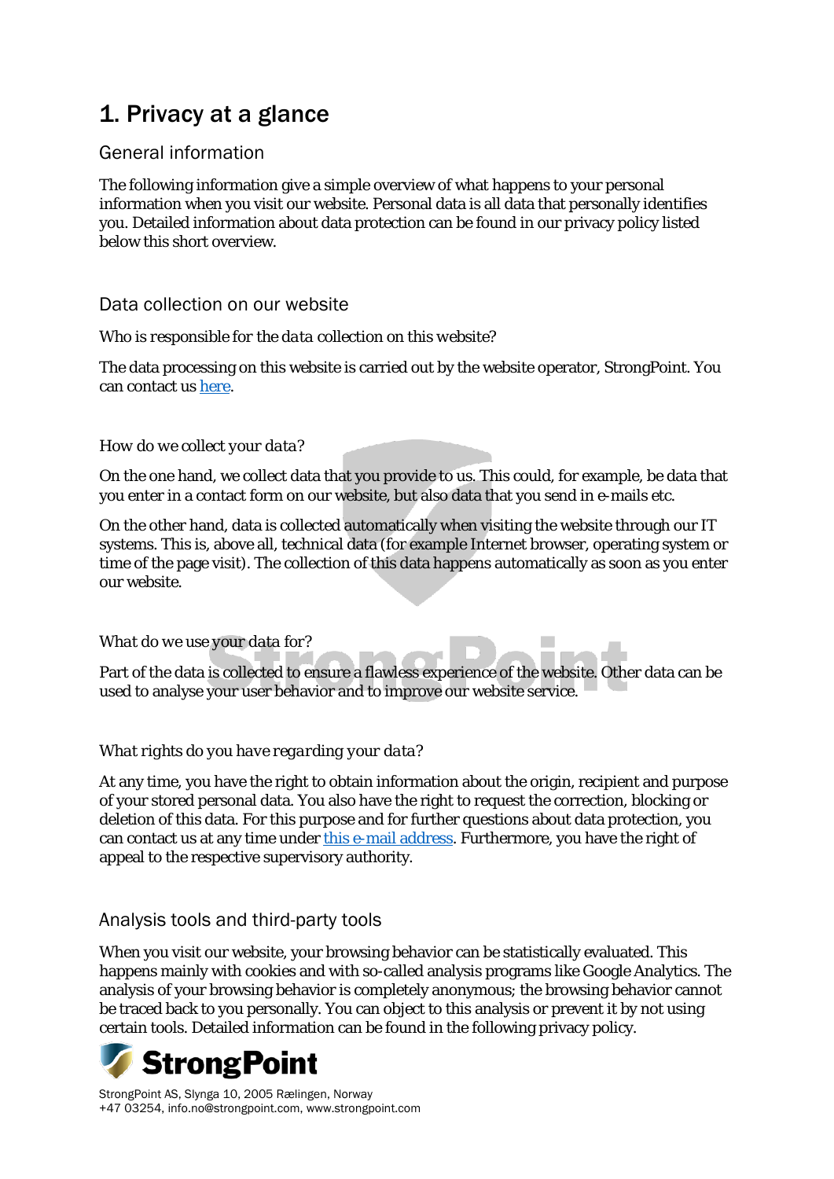# 1. Privacy at a glance

## General information

The following information give a simple overview of what happens to your personal information when you visit our website. Personal data is all data that personally identifies you. Detailed information about data protection can be found in our privacy policy listed below this short overview.

## Data collection on our website

*Who is responsible for the data collection on this website?*

The data processing on this website is carried out by the website operator, StrongPoint. You can contact us here.

*How do we collect your data?*

On the one hand, we collect data that you provide to us. This could, for example, be data that you enter in a contact form on our website, but also data that you send in e-mails etc.

On the other hand, data is collected automatically when visiting the website through our IT systems. This is, above all, technical data (for example Internet browser, operating system or time of the page visit). The collection of this data happens automatically as soon as you enter our website.

*What do we use your data for?*

Part of the data is collected to ensure a flawless experience of the website. Other data can be used to analyse your user behavior and to improve our website service.

*What rights do you have regarding your data?*

At any time, you have the right to obtain information about the origin, recipient and purpose of your stored personal data. You also have the right to request the correction, blocking or deletion of this data. For this purpose and for further questions about data protection, you can contact us at any time under this e-mail address. Furthermore, you have the right of appeal to the respective supervisory authority.

## Analysis tools and third-party tools

When you visit our website, your browsing behavior can be statistically evaluated. This happens mainly with cookies and with so-called analysis programs like Google Analytics. The analysis of your browsing behavior is completely anonymous; the browsing behavior cannot be traced back to you personally. You can object to this analysis or prevent it by not using certain tools. Detailed information can be found in the following privacy policy.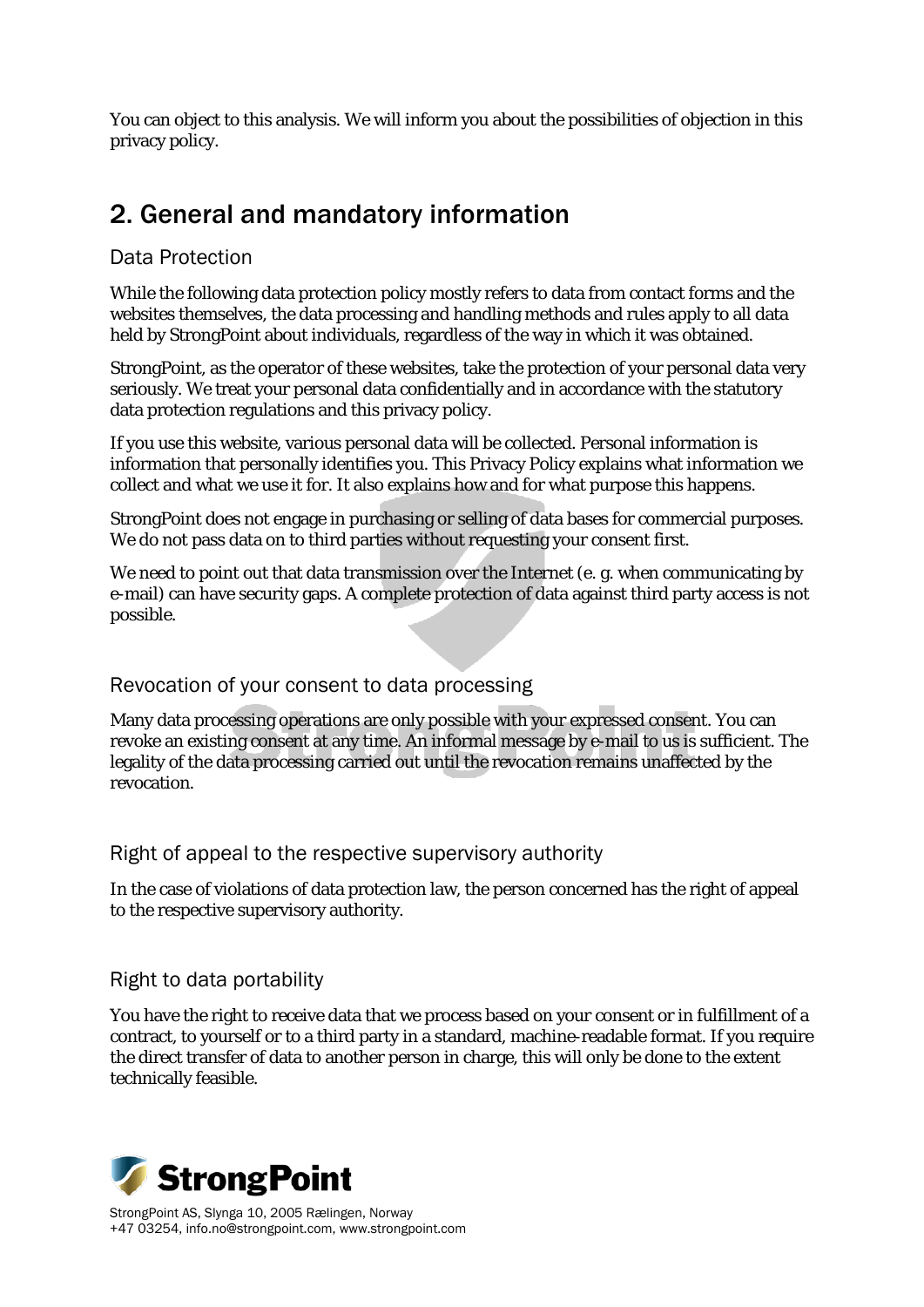You can object to this analysis. We will inform you about the possibilities of objection in this privacy policy.

## 2. General and mandatory information

### Data Protection

While the following data protection policy mostly refers to data from contact forms and the websites themselves, the data processing and handling methods and rules apply to all data held by StrongPoint about individuals, regardless of the way in which it was obtained.

StrongPoint, as the operator of these websites, take the protection of your personal data very seriously. We treat your personal data confidentially and in accordance with the statutory data protection regulations and this privacy policy.

If you use this website, various personal data will be collected. Personal information is information that personally identifies you. This Privacy Policy explains what information we collect and what we use it for. It also explains how and for what purpose this happens.

StrongPoint does not engage in purchasing or selling of data bases for commercial purposes. We do not pass data on to third parties without requesting your consent first.

We need to point out that data transmission over the Internet (e. g. when communicating by e-mail) can have security gaps. A complete protection of data against third party access is not possible.

### Revocation of your consent to data processing

Many data processing operations are only possible with your expressed consent. You can revoke an existing consent at any time. An informal message by e-mail to us is sufficient. The legality of the data processing carried out until the revocation remains unaffected by the revocation.

### Right of appeal to the respective supervisory authority

In the case of violations of data protection law, the person concerned has the right of appeal to the respective supervisory authority.

### Right to data portability

You have the right to receive data that we process based on your consent or in fulfillment of a contract, to yourself or to a third party in a standard, machine-readable format. If you require the direct transfer of data to another person in charge, this will only be done to the extent technically feasible.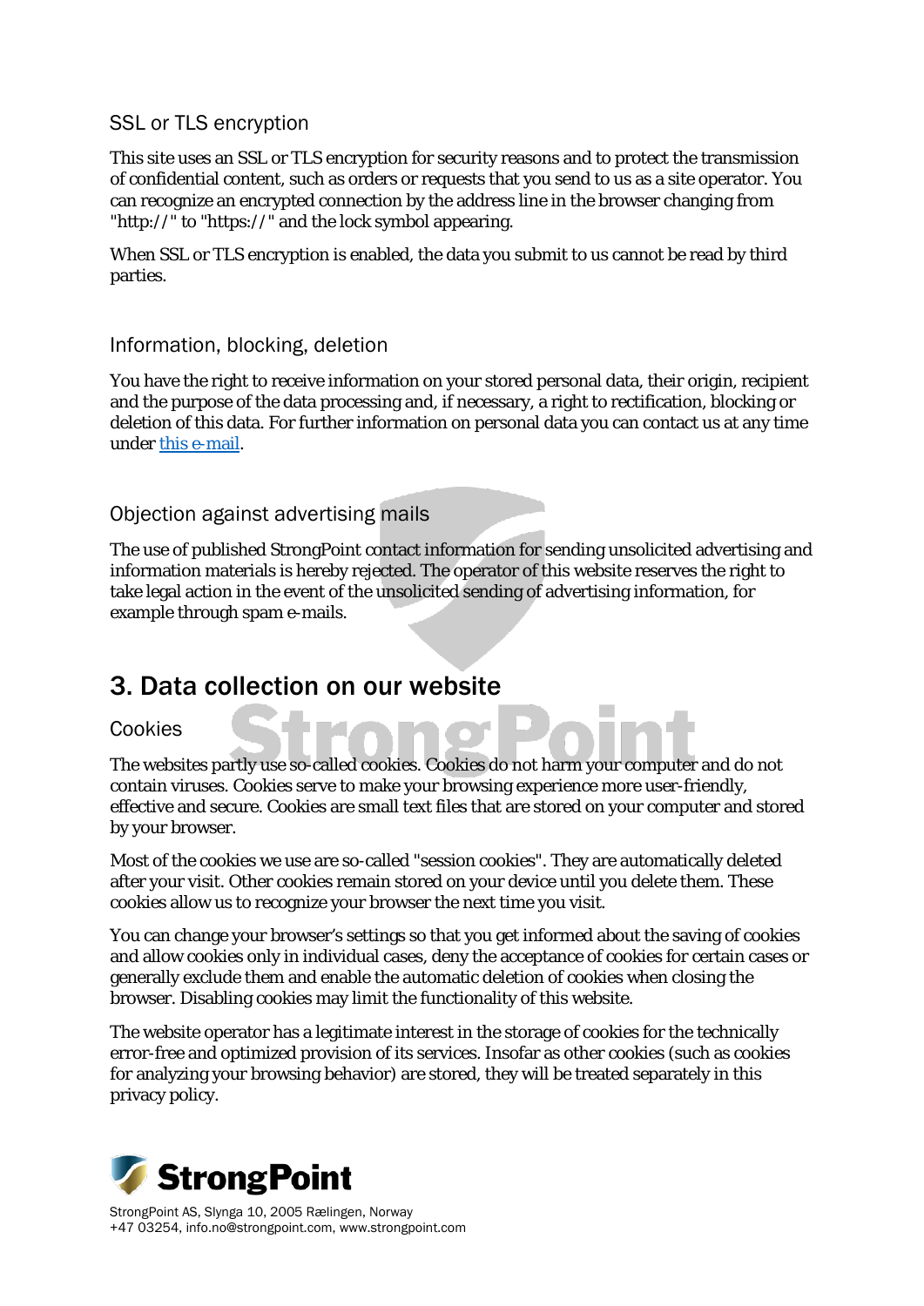### SSL or TLS encryption

This site uses an SSL or TLS encryption for security reasons and to protect the transmission of confidential content, such as orders or requests that you send to us as a site operator. You can recognize an encrypted connection by the address line in the browser changing from "http://" to "https://" and the lock symbol appearing.

When SSL or TLS encryption is enabled, the data you submit to us cannot be read by third parties.

### Information, blocking, deletion

You have the right to receive information on your stored personal data, their origin, recipient and the purpose of the data processing and, if necessary, a right to rectification, blocking or deletion of this data. For further information on personal data you can contact us at any time under [this e-mail](#).

### Objection against advertising mails

The use of published StrongPoint contact information for sending unsolicited advertising and information materials is hereby rejected. The operator of this website reserves the right to take legal action in the event of the unsolicited sending of advertising information, for example through spam e-mails.

## 3. Data collection on our website

### Cookies

The websites partly use so-called cookies. Cookies do not harm your computer and do not contain viruses. Cookies serve to make your browsing experience more user-friendly, effective and secure. Cookies are small text files that are stored on your computer and stored by your browser.

Most of the cookies we use are so-called "session cookies". They are automatically deleted after your visit. Other cookies remain stored on your device until you delete them. These cookies allow us to recognize your browser the next time you visit.

You can change your browser's settings so that you get informed about the saving of cookies and allow cookies only in individual cases, deny the acceptance of cookies for certain cases or generally exclude them and enable the automatic deletion of cookies when closing the browser. Disabling cookies may limit the functionality of this website.

The website operator has a legitimate interest in the storage of cookies for the technically error-free and optimized provision of its services. Insofar as other cookies (such as cookies for analyzing your browsing behavior) are stored, they will be treated separately in this privacy policy.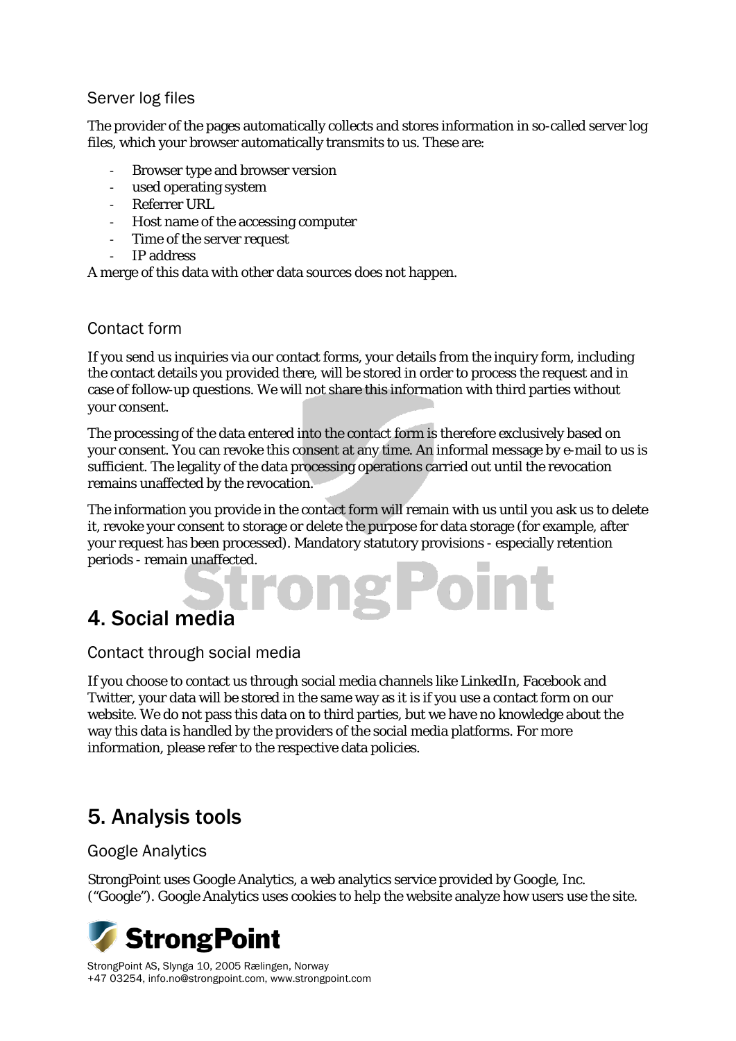### Server log files

The provider of the pages automatically collects and stores information in so-called server log files, which your browser automatically transmits to us. These are:

- Browser type and browser version
- used operating system
- Referrer URL
- Host name of the accessing computer
- Time of the server request
- IP address

A merge of this data with other data sources does not happen.

### Contact form

If you send us inquiries via our contact forms, your details from the inquiry form, including the contact details you provided there, will be stored in order to process the request and in case of follow-up questions. We will not share this information with third parties without your consent.

The processing of the data entered into the contact form is therefore exclusively based on your consent. You can revoke this consent at any time. An informal message by e-mail to us is sufficient. The legality of the data processing operations carried out until the revocation remains unaffected by the revocation.

The information you provide in the contact form will remain with us until you ask us to delete it, revoke your consent to storage or delete the purpose for data storage (for example, after your request has been processed). Mandatory statutory provisions - especially retention periods - remain unaffected.

## 4. Social media

### Contact through social media

If you choose to contact us through social media channels like LinkedIn, Facebook and Twitter, your data will be stored in the same way as it is if you use a contact form on our website. We do not pass this data on to third parties, but we have no knowledge about the way this data is handled by the providers of the social media platforms. For more information, please refer to the respective data policies.

## 5. Analysis tools

### Google Analytics

StrongPoint uses Google Analytics, a web analytics service provided by Google, Inc. ("Google"). Google Analytics uses cookies to help the website analyze how users use the site.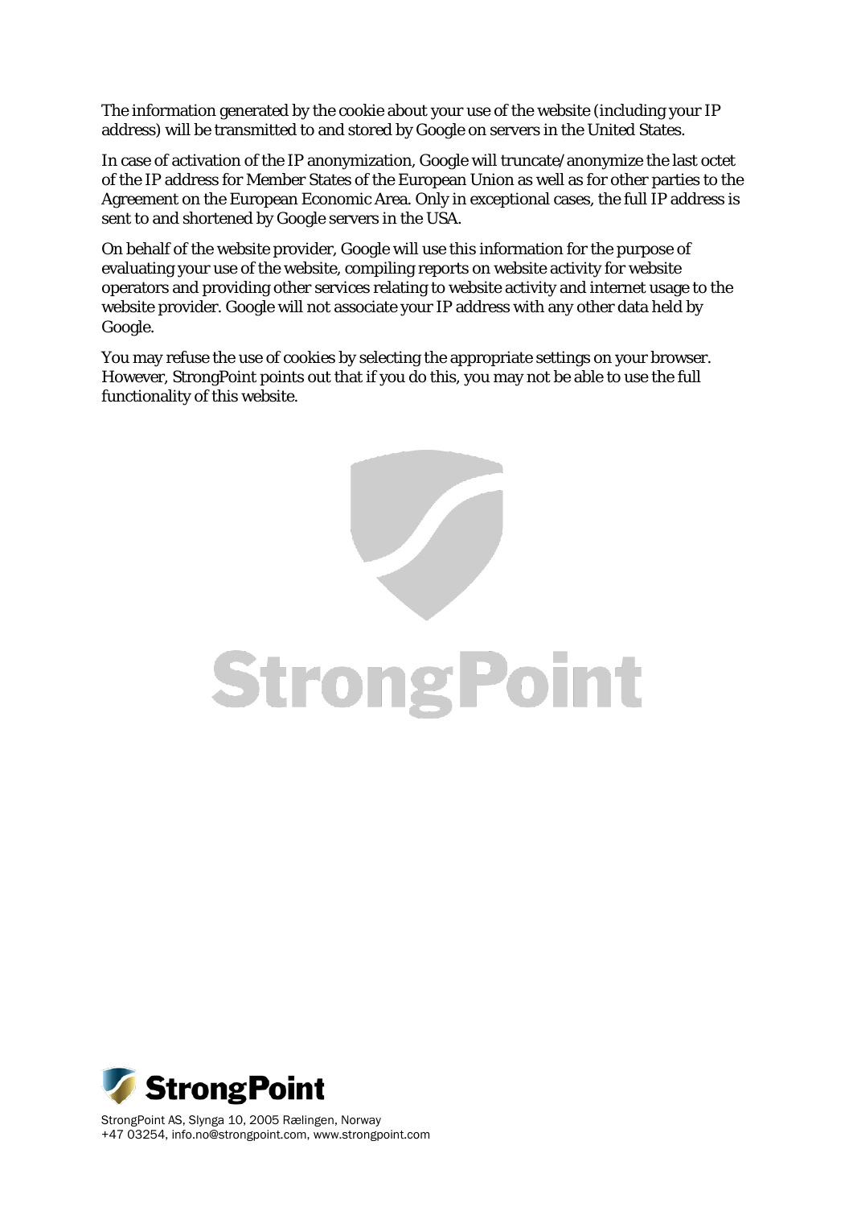The information generated by the cookie about your use of the website (including your IP address) will be transmitted to and stored by Google on servers in the United States.

In case of activation of the IP anonymization, Google will truncate/anonymize the last octet of the IP address for Member States of the European Union as well as for other parties to the Agreement on the European Economic Area. Only in exceptional cases, the full IP address is sent to and shortened by Google servers in the USA.

On behalf of the website provider, Google will use this information for the purpose of evaluating your use of the website, compiling reports on website activity for website operators and providing other services relating to website activity and internet usage to the website provider. Google will not associate your IP address with any other data held by Google.

You may refuse the use of cookies by selecting the appropriate settings on your browser. However, StrongPoint points out that if you do this, you may not be able to use the full functionality of this website.

StrongPoint AS, Slynga 10, 2005 Rælingen, Norway
+47 03254, info.no@strongpoint.com, www.strongpoint.com